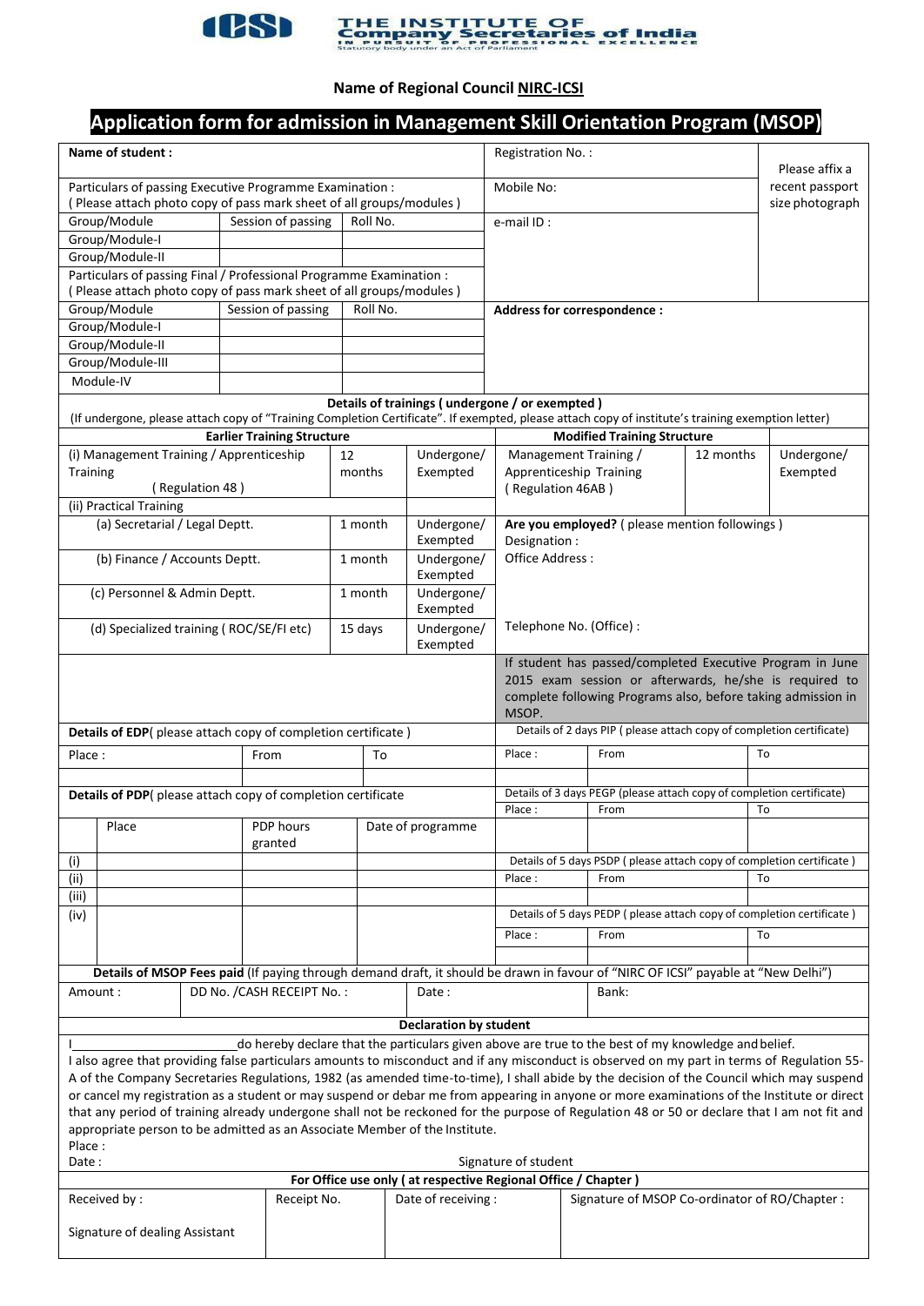THE INSTITUTE OF Company Secretaries of India
IN PURSUIT OF PROFESSIONAL EXCELLENCE
Statutory body under an Act of Parliament

### Name of Regional Council NIRC-ICSI

# Application form for admission in Management Skill Orientation Program (MSOP)

| Name of student : | | | Registration No. : | Please affix a recent passport size photograph |
|---|---|---|---|---|
| Particulars of passing Executive Programme Examination : (Please attach photo copy of pass mark sheet of all groups/modules) | | | Mobile No: | |
| Group/Module | Session of passing | Roll No. | e-mail ID : | |
| Group/Module-I | | | | |
| Group/Module-II | | | | |
| Particulars of passing Final / Professional Programme Examination : (Please attach photo copy of pass mark sheet of all groups/modules) | | | | |
| Group/Module | Session of passing | Roll No. | **Address for correspondence :** | |
| Group/Module-I | | | | |
| Group/Module-II | | | | |
| Group/Module-III | | | | |
| Module-IV | | | | |

**Details of trainings ( undergone / or exempted )**

(If undergone, please attach copy of "Training Completion Certificate". If exempted, please attach copy of institute's training exemption letter)

| **Earlier Training Structure** | | | **Modified Training Structure** | | |
|---|---|---|---|---|---|
| (i) Management Training / Apprenticeship Training (Regulation 48) | 12 months | Undergone/ Exempted | Management Training / Apprenticeship Training (Regulation 46AB) | 12 months | Undergone/ Exempted |
| (ii) Practical Training | | | | | |
| (a) Secretarial / Legal Deptt. | 1 month | Undergone/ Exempted | **Are you employed?** ( please mention followings ) Designation : | | |
| (b) Finance / Accounts Deptt. | 1 month | Undergone/ Exempted | Office Address : | | |
| (c) Personnel & Admin Deptt. | 1 month | Undergone/ Exempted | | | |
| (d) Specialized training ( ROC/SE/FI etc) | 15 days | Undergone/ Exempted | Telephone No. (Office) : | | |

If student has passed/completed Executive Program in June 2015 exam session or afterwards, he/she is required to complete following Programs also, before taking admission in MSOP.

**Details of EDP** ( please attach copy of completion certificate )

| Place : | From | To |
|---|---|---|
| | | |

**Details of PDP** ( please attach copy of completion certificate

| | Place | PDP hours granted | Date of programme |
|---|---|---|---|
| (i) | | | |
| (ii) | | | |
| (iii) | | | |
| (iv) | | | |

Details of 2 days PIP ( please attach copy of completion certificate)

| Place : | From | To |
|---|---|---|
| | | |

Details of 3 days PEGP (please attach copy of completion certificate)

| Place : | From | To |
|---|---|---|
| | | |

Details of 5 days PSDP ( please attach copy of completion certificate )

| Place : | From | To |
|---|---|---|
| | | |

Details of 5 days PEDP ( please attach copy of completion certificate )

| Place : | From | To |
|---|---|---|
| | | |

**Details of MSOP Fees paid** (If paying through demand draft, it should be drawn in favour of "NIRC OF ICSI" payable at "New Delhi")

| Amount : | DD No. /CASH RECEIPT No. : | Date : | Bank: |
|---|---|---|---|

**Declaration by student**

I_______________________do hereby declare that the particulars given above are true to the best of my knowledge and belief.
I also agree that providing false particulars amounts to misconduct and if any misconduct is observed on my part in terms of Regulation 55-A of the Company Secretaries Regulations, 1982 (as amended time-to-time), I shall abide by the decision of the Council which may suspend or cancel my registration as a student or may suspend or debar me from appearing in anyone or more examinations of the Institute or direct that any period of training already undergone shall not be reckoned for the purpose of Regulation 48 or 50 or declare that I am not fit and appropriate person to be admitted as an Associate Member of the Institute.

Place :

Date : Signature of student

**For Office use only ( at respective Regional Office / Chapter )**

| Received by : Signature of dealing Assistant | Receipt No. | Date of receiving : | Signature of MSOP Co-ordinator of RO/Chapter : |
|---|---|---|---|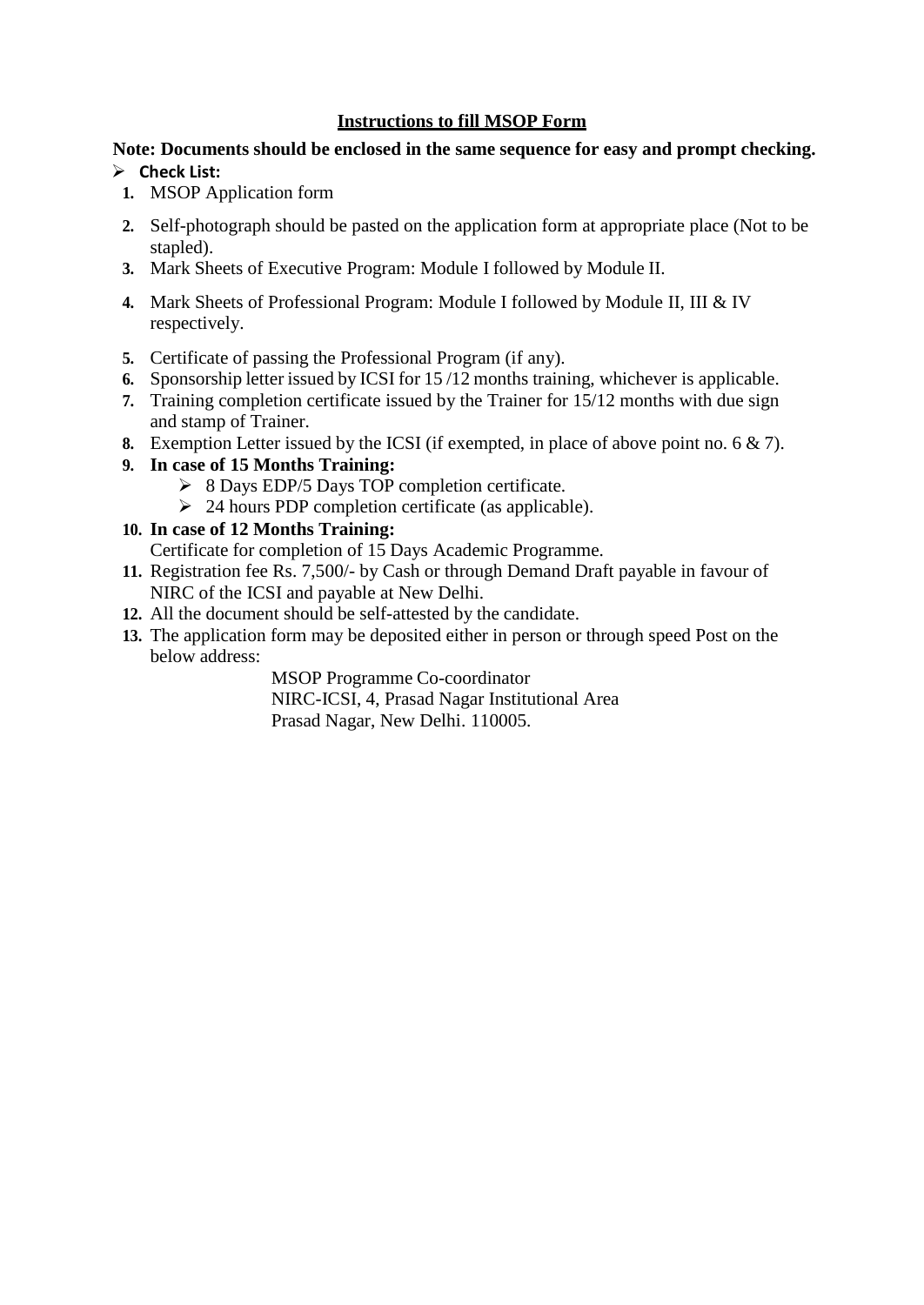# Instructions to fill MSOP Form

**Note: Documents should be enclosed in the same sequence for easy and prompt checking.**

- **Check List:**

1. MSOP Application form
2. Self-photograph should be pasted on the application form at appropriate place (Not to be stapled).
3. Mark Sheets of Executive Program: Module I followed by Module II.
4. Mark Sheets of Professional Program: Module I followed by Module II, III & IV respectively.
5. Certificate of passing the Professional Program (if any).
6. Sponsorship letter issued by ICSI for 15 /12 months training, whichever is applicable.
7. Training completion certificate issued by the Trainer for 15/12 months with due sign and stamp of Trainer.
8. Exemption Letter issued by the ICSI (if exempted, in place of above point no. 6 & 7).
9. **In case of 15 Months Training:**
    - 8 Days EDP/5 Days TOP completion certificate.
    - 24 hours PDP completion certificate (as applicable).
10. **In case of 12 Months Training:**
    Certificate for completion of 15 Days Academic Programme.
11. Registration fee Rs. 7,500/- by Cash or through Demand Draft payable in favour of NIRC of the ICSI and payable at New Delhi.
12. All the document should be self-attested by the candidate.
13. The application form may be deposited either in person or through speed Post on the below address:

    MSOP Programme Co-coordinator
    NIRC-ICSI, 4, Prasad Nagar Institutional Area
    Prasad Nagar, New Delhi. 110005.